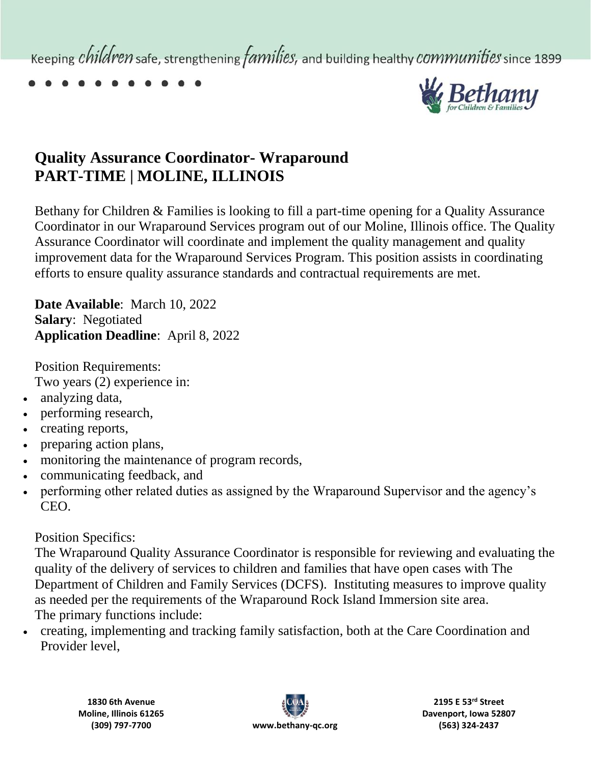# Quality Assurance Coordinator- Wraparound
# PART-TIME | MOLINE, ILLINOIS

Bethany for Children & Families is looking to fill a part-time opening for a Quality Assurance Coordinator in our Wraparound Services program out of our Moline, Illinois office. The Quality Assurance Coordinator will coordinate and implement the quality management and quality improvement data for the Wraparound Services Program. This position assists in coordinating efforts to ensure quality assurance standards and contractual requirements are met.

**Date Available**: March 10, 2022
**Salary**: Negotiated
**Application Deadline**: April 8, 2022

Position Requirements:
Two years (2) experience in:

- analyzing data,
- performing research,
- creating reports,
- preparing action plans,
- monitoring the maintenance of program records,
- communicating feedback, and
- performing other related duties as assigned by the Wraparound Supervisor and the agency's CEO.

Position Specifics:
The Wraparound Quality Assurance Coordinator is responsible for reviewing and evaluating the quality of the delivery of services to children and families that have open cases with The Department of Children and Family Services (DCFS). Instituting measures to improve quality as needed per the requirements of the Wraparound Rock Island Immersion site area.
The primary functions include:

- creating, implementing and tracking family satisfaction, both at the Care Coordination and Provider level,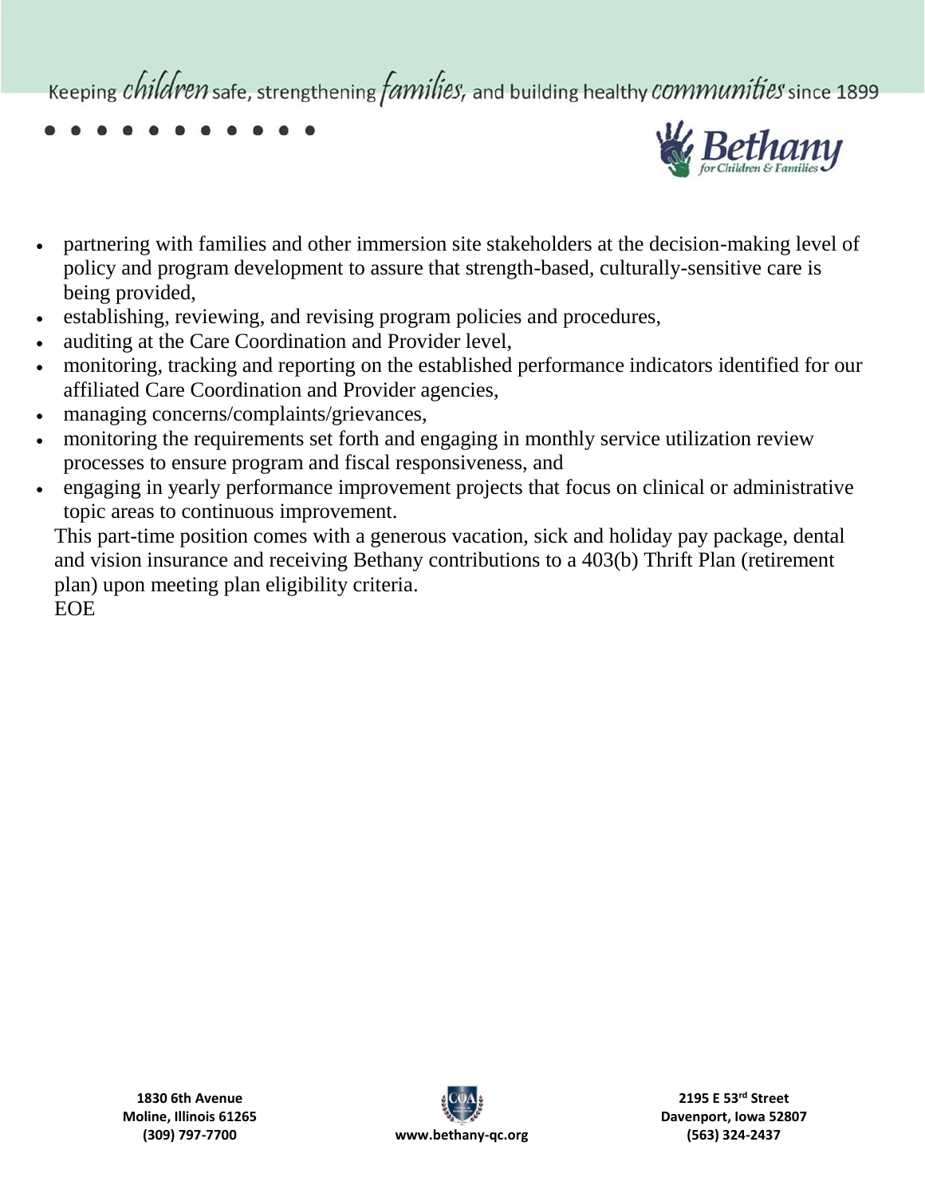- partnering with families and other immersion site stakeholders at the decision-making level of policy and program development to assure that strength-based, culturally-sensitive care is being provided,
- establishing, reviewing, and revising program policies and procedures,
- auditing at the Care Coordination and Provider level,
- monitoring, tracking and reporting on the established performance indicators identified for our affiliated Care Coordination and Provider agencies,
- managing concerns/complaints/grievances,
- monitoring the requirements set forth and engaging in monthly service utilization review processes to ensure program and fiscal responsiveness, and
- engaging in yearly performance improvement projects that focus on clinical or administrative topic areas to continuous improvement.

This part-time position comes with a generous vacation, sick and holiday pay package, dental and vision insurance and receiving Bethany contributions to a 403(b) Thrift Plan (retirement plan) upon meeting plan eligibility criteria.

EOE